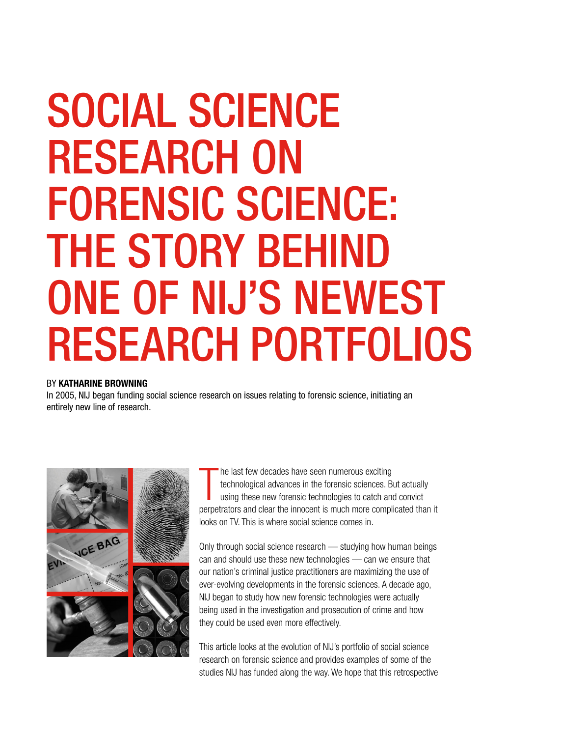# SOCIAL SCIENCE RESEARCH ON FORENSIC SCIENCE: THE STORY BEHIND ONE OF NIJ'S NEWEST RESEARCH PORTFOLIOS

BY **KATHARINE BROWNING**

In 2005, NIJ began funding social science research on issues relating to forensic science, initiating an entirely new line of research.

The last few decades have seen numerous exciting technological advances in the forensic sciences. But actually using these new forensic technologies to catch and convict perpetrators and clear the innocent is much more complicated than it looks on TV. This is where social science comes in.

Only through social science research — studying how human beings can and should use these new technologies — can we ensure that our nation's criminal justice practitioners are maximizing the use of ever-evolving developments in the forensic sciences. A decade ago, NIJ began to study how new forensic technologies were actually being used in the investigation and prosecution of crime and how they could be used even more effectively.

This article looks at the evolution of NIJ's portfolio of social science research on forensic science and provides examples of some of the studies NIJ has funded along the way. We hope that this retrospective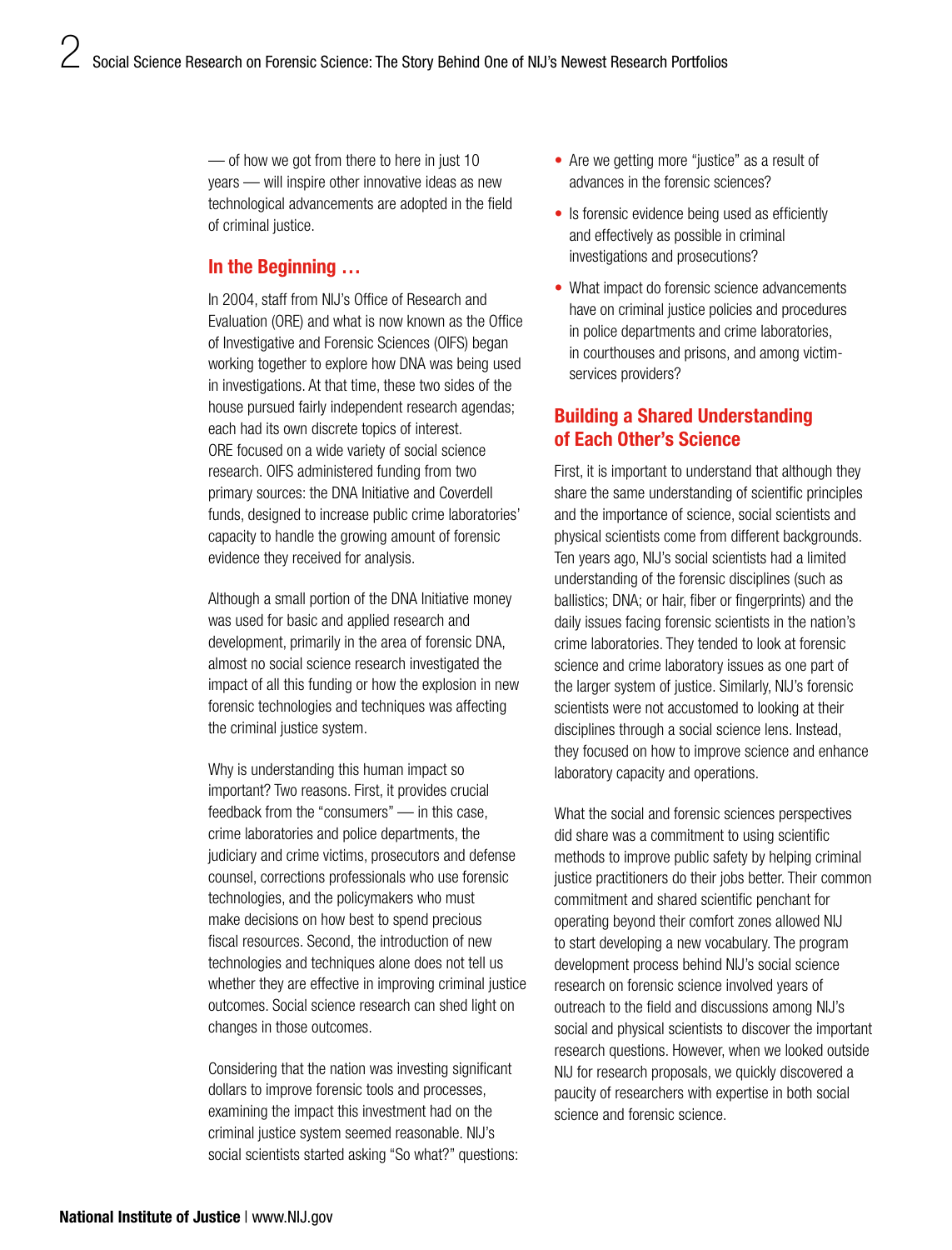— of how we got from there to here in just 10 years — will inspire other innovative ideas as new technological advancements are adopted in the field of criminal justice.

## In the Beginning …

In 2004, staff from NIJ's Office of Research and Evaluation (ORE) and what is now known as the Office of Investigative and Forensic Sciences (OIFS) began working together to explore how DNA was being used in investigations. At that time, these two sides of the house pursued fairly independent research agendas; each had its own discrete topics of interest. ORE focused on a wide variety of social science research. OIFS administered funding from two primary sources: the DNA Initiative and Coverdell funds, designed to increase public crime laboratories' capacity to handle the growing amount of forensic evidence they received for analysis.

Although a small portion of the DNA Initiative money was used for basic and applied research and development, primarily in the area of forensic DNA, almost no social science research investigated the impact of all this funding or how the explosion in new forensic technologies and techniques was affecting the criminal justice system.

Why is understanding this human impact so important? Two reasons. First, it provides crucial feedback from the "consumers" — in this case, crime laboratories and police departments, the judiciary and crime victims, prosecutors and defense counsel, corrections professionals who use forensic technologies, and the policymakers who must make decisions on how best to spend precious fiscal resources. Second, the introduction of new technologies and techniques alone does not tell us whether they are effective in improving criminal justice outcomes. Social science research can shed light on changes in those outcomes.

Considering that the nation was investing significant dollars to improve forensic tools and processes, examining the impact this investment had on the criminal justice system seemed reasonable. NIJ's social scientists started asking "So what?" questions:

- Are we getting more "justice" as a result of advances in the forensic sciences?
- Is forensic evidence being used as efficiently and effectively as possible in criminal investigations and prosecutions?
- What impact do forensic science advancements have on criminal justice policies and procedures in police departments and crime laboratories, in courthouses and prisons, and among victim-services providers?

## Building a Shared Understanding of Each Other's Science

First, it is important to understand that although they share the same understanding of scientific principles and the importance of science, social scientists and physical scientists come from different backgrounds. Ten years ago, NIJ's social scientists had a limited understanding of the forensic disciplines (such as ballistics; DNA; or hair, fiber or fingerprints) and the daily issues facing forensic scientists in the nation's crime laboratories. They tended to look at forensic science and crime laboratory issues as one part of the larger system of justice. Similarly, NIJ's forensic scientists were not accustomed to looking at their disciplines through a social science lens. Instead, they focused on how to improve science and enhance laboratory capacity and operations.

What the social and forensic sciences perspectives did share was a commitment to using scientific methods to improve public safety by helping criminal justice practitioners do their jobs better. Their common commitment and shared scientific penchant for operating beyond their comfort zones allowed NIJ to start developing a new vocabulary. The program development process behind NIJ's social science research on forensic science involved years of outreach to the field and discussions among NIJ's social and physical scientists to discover the important research questions. However, when we looked outside NIJ for research proposals, we quickly discovered a paucity of researchers with expertise in both social science and forensic science.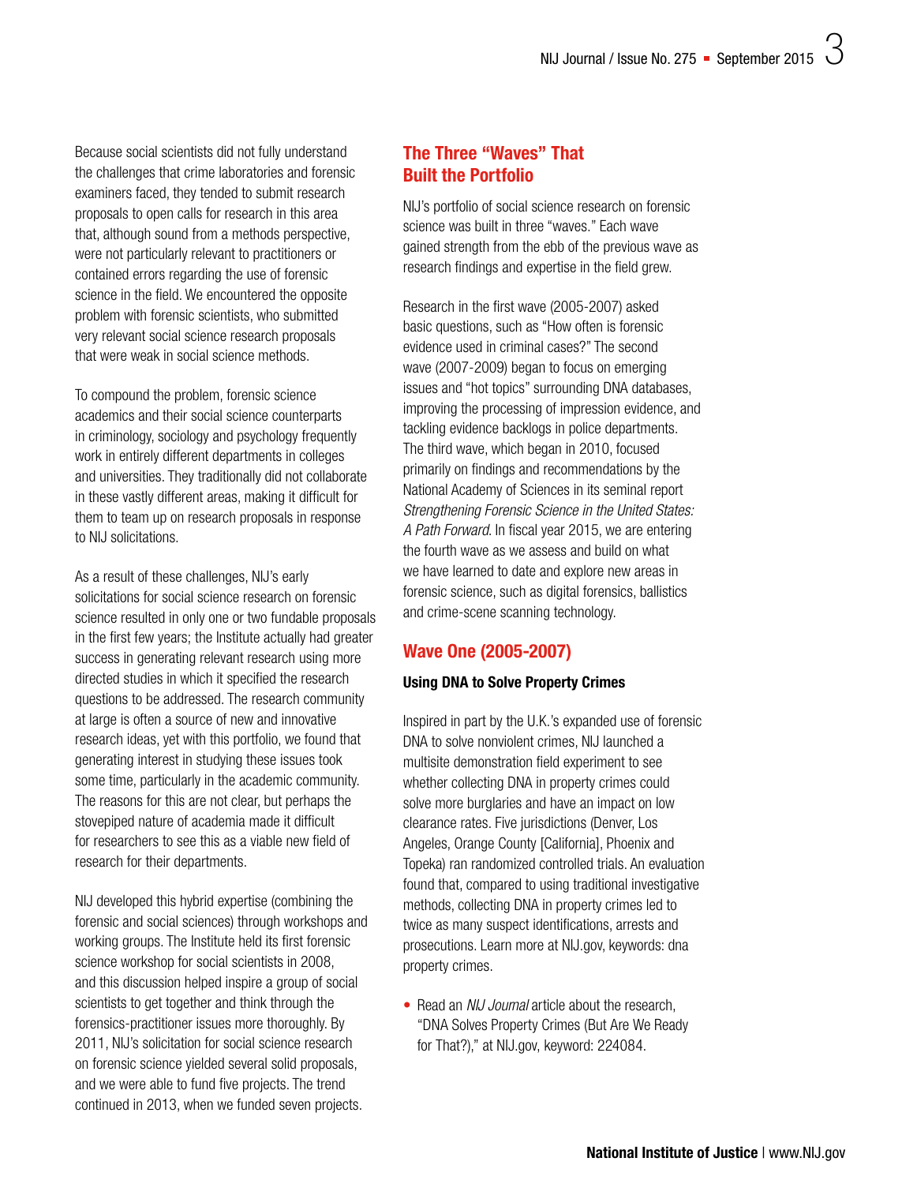Because social scientists did not fully understand the challenges that crime laboratories and forensic examiners faced, they tended to submit research proposals to open calls for research in this area that, although sound from a methods perspective, were not particularly relevant to practitioners or contained errors regarding the use of forensic science in the field. We encountered the opposite problem with forensic scientists, who submitted very relevant social science research proposals that were weak in social science methods.

To compound the problem, forensic science academics and their social science counterparts in criminology, sociology and psychology frequently work in entirely different departments in colleges and universities. They traditionally did not collaborate in these vastly different areas, making it difficult for them to team up on research proposals in response to NIJ solicitations.

As a result of these challenges, NIJ's early solicitations for social science research on forensic science resulted in only one or two fundable proposals in the first few years; the Institute actually had greater success in generating relevant research using more directed studies in which it specified the research questions to be addressed. The research community at large is often a source of new and innovative research ideas, yet with this portfolio, we found that generating interest in studying these issues took some time, particularly in the academic community. The reasons for this are not clear, but perhaps the stovepiped nature of academia made it difficult for researchers to see this as a viable new field of research for their departments.

NIJ developed this hybrid expertise (combining the forensic and social sciences) through workshops and working groups. The Institute held its first forensic science workshop for social scientists in 2008, and this discussion helped inspire a group of social scientists to get together and think through the forensics-practitioner issues more thoroughly. By 2011, NIJ's solicitation for social science research on forensic science yielded several solid proposals, and we were able to fund five projects. The trend continued in 2013, when we funded seven projects.

## The Three "Waves" That Built the Portfolio

NIJ's portfolio of social science research on forensic science was built in three "waves." Each wave gained strength from the ebb of the previous wave as research findings and expertise in the field grew.

Research in the first wave (2005-2007) asked basic questions, such as "How often is forensic evidence used in criminal cases?" The second wave (2007-2009) began to focus on emerging issues and "hot topics" surrounding DNA databases, improving the processing of impression evidence, and tackling evidence backlogs in police departments. The third wave, which began in 2010, focused primarily on findings and recommendations by the National Academy of Sciences in its seminal report *Strengthening Forensic Science in the United States: A Path Forward*. In fiscal year 2015, we are entering the fourth wave as we assess and build on what we have learned to date and explore new areas in forensic science, such as digital forensics, ballistics and crime-scene scanning technology.

## Wave One (2005-2007)

### Using DNA to Solve Property Crimes

Inspired in part by the U.K.'s expanded use of forensic DNA to solve nonviolent crimes, NIJ launched a multisite demonstration field experiment to see whether collecting DNA in property crimes could solve more burglaries and have an impact on low clearance rates. Five jurisdictions (Denver, Los Angeles, Orange County [California], Phoenix and Topeka) ran randomized controlled trials. An evaluation found that, compared to using traditional investigative methods, collecting DNA in property crimes led to twice as many suspect identifications, arrests and prosecutions. Learn more at NIJ.gov, keywords: dna property crimes.

- Read an *NIJ Journal* article about the research, "DNA Solves Property Crimes (But Are We Ready for That?)," at NIJ.gov, keyword: 224084.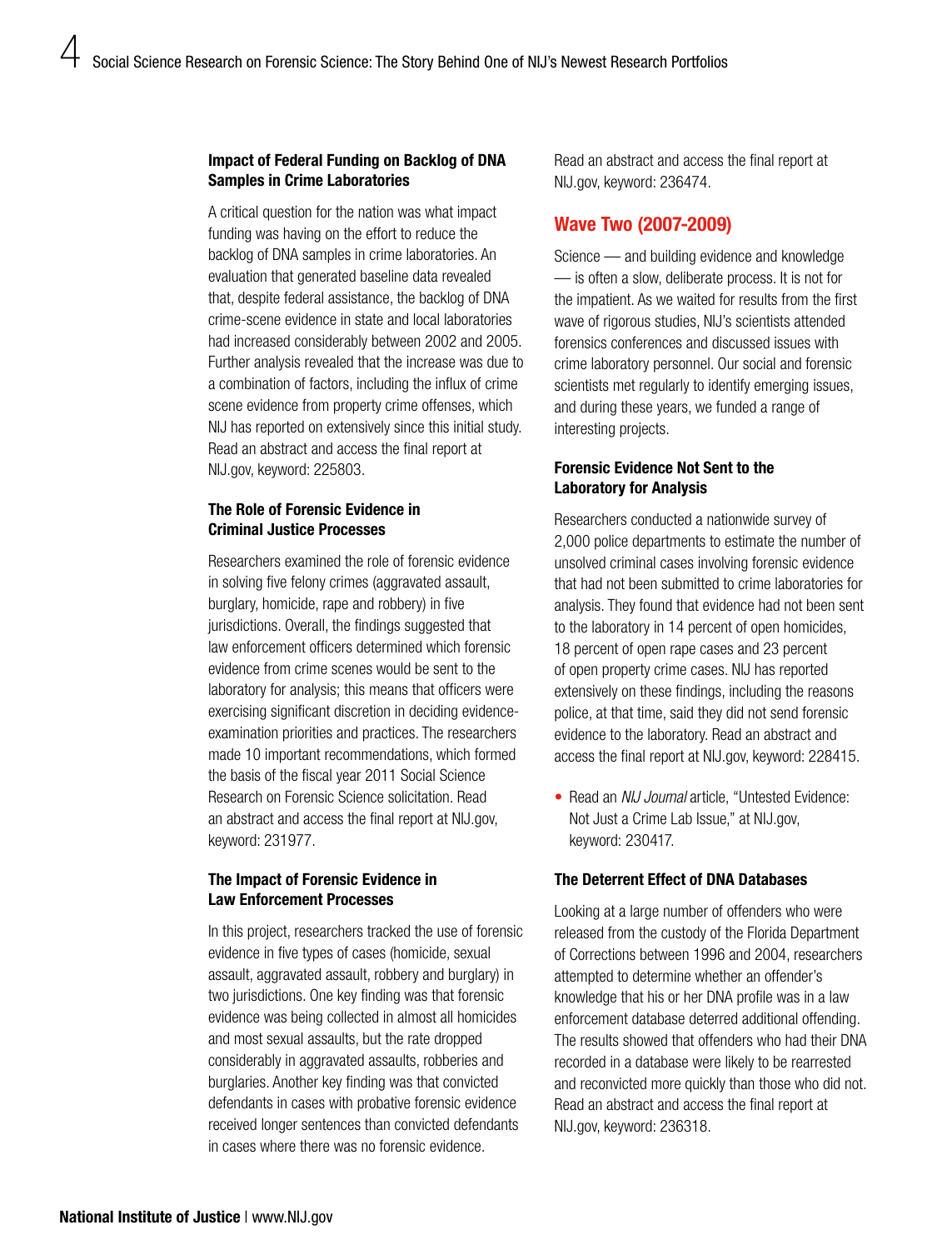### Impact of Federal Funding on Backlog of DNA Samples in Crime Laboratories

A critical question for the nation was what impact funding was having on the effort to reduce the backlog of DNA samples in crime laboratories. An evaluation that generated baseline data revealed that, despite federal assistance, the backlog of DNA crime-scene evidence in state and local laboratories had increased considerably between 2002 and 2005. Further analysis revealed that the increase was due to a combination of factors, including the influx of crime scene evidence from property crime offenses, which NIJ has reported on extensively since this initial study. Read an abstract and access the final report at NIJ.gov, keyword: 225803.

### The Role of Forensic Evidence in Criminal Justice Processes

Researchers examined the role of forensic evidence in solving five felony crimes (aggravated assault, burglary, homicide, rape and robbery) in five jurisdictions. Overall, the findings suggested that law enforcement officers determined which forensic evidence from crime scenes would be sent to the laboratory for analysis; this means that officers were exercising significant discretion in deciding evidence-examination priorities and practices. The researchers made 10 important recommendations, which formed the basis of the fiscal year 2011 Social Science Research on Forensic Science solicitation. Read an abstract and access the final report at NIJ.gov, keyword: 231977.

### The Impact of Forensic Evidence in Law Enforcement Processes

In this project, researchers tracked the use of forensic evidence in five types of cases (homicide, sexual assault, aggravated assault, robbery and burglary) in two jurisdictions. One key finding was that forensic evidence was being collected in almost all homicides and most sexual assaults, but the rate dropped considerably in aggravated assaults, robberies and burglaries. Another key finding was that convicted defendants in cases with probative forensic evidence received longer sentences than convicted defendants in cases where there was no forensic evidence. Read an abstract and access the final report at NIJ.gov, keyword: 236474.

## Wave Two (2007-2009)

Science — and building evidence and knowledge — is often a slow, deliberate process. It is not for the impatient. As we waited for results from the first wave of rigorous studies, NIJ's scientists attended forensics conferences and discussed issues with crime laboratory personnel. Our social and forensic scientists met regularly to identify emerging issues, and during these years, we funded a range of interesting projects.

### Forensic Evidence Not Sent to the Laboratory for Analysis

Researchers conducted a nationwide survey of 2,000 police departments to estimate the number of unsolved criminal cases involving forensic evidence that had not been submitted to crime laboratories for analysis. They found that evidence had not been sent to the laboratory in 14 percent of open homicides, 18 percent of open rape cases and 23 percent of open property crime cases. NIJ has reported extensively on these findings, including the reasons police, at that time, said they did not send forensic evidence to the laboratory. Read an abstract and access the final report at NIJ.gov, keyword: 228415.

- Read an *NIJ Journal* article, "Untested Evidence: Not Just a Crime Lab Issue," at NIJ.gov, keyword: 230417.

### The Deterrent Effect of DNA Databases

Looking at a large number of offenders who were released from the custody of the Florida Department of Corrections between 1996 and 2004, researchers attempted to determine whether an offender's knowledge that his or her DNA profile was in a law enforcement database deterred additional offending. The results showed that offenders who had their DNA recorded in a database were likely to be rearrested and reconvicted more quickly than those who did not. Read an abstract and access the final report at NIJ.gov, keyword: 236318.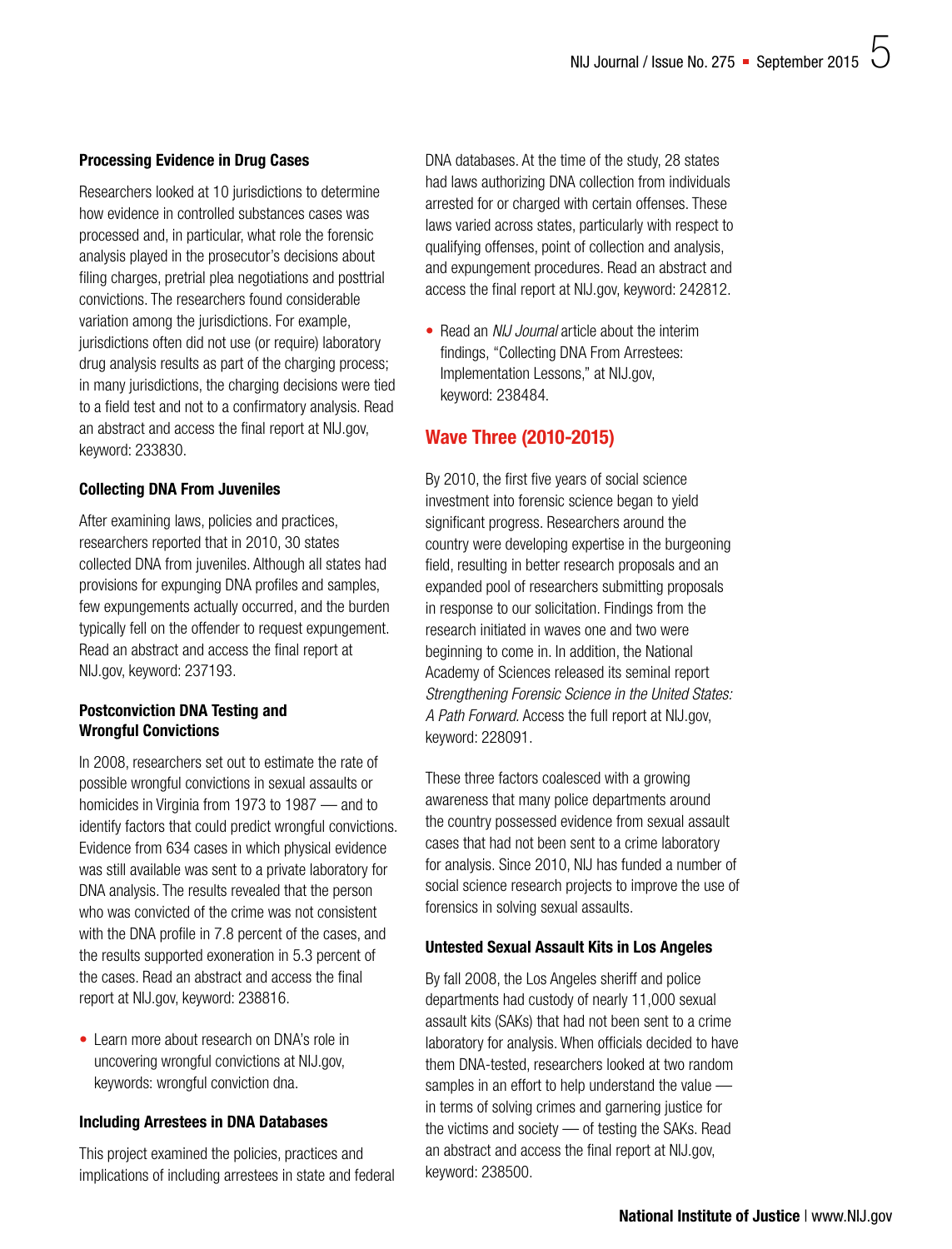### Processing Evidence in Drug Cases

Researchers looked at 10 jurisdictions to determine how evidence in controlled substances cases was processed and, in particular, what role the forensic analysis played in the prosecutor's decisions about filing charges, pretrial plea negotiations and posttrial convictions. The researchers found considerable variation among the jurisdictions. For example, jurisdictions often did not use (or require) laboratory drug analysis results as part of the charging process; in many jurisdictions, the charging decisions were tied to a field test and not to a confirmatory analysis. Read an abstract and access the final report at NIJ.gov, keyword: 233830.

### Collecting DNA From Juveniles

After examining laws, policies and practices, researchers reported that in 2010, 30 states collected DNA from juveniles. Although all states had provisions for expunging DNA profiles and samples, few expungements actually occurred, and the burden typically fell on the offender to request expungement. Read an abstract and access the final report at NIJ.gov, keyword: 237193.

### Postconviction DNA Testing and Wrongful Convictions

In 2008, researchers set out to estimate the rate of possible wrongful convictions in sexual assaults or homicides in Virginia from 1973 to 1987 — and to identify factors that could predict wrongful convictions. Evidence from 634 cases in which physical evidence was still available was sent to a private laboratory for DNA analysis. The results revealed that the person who was convicted of the crime was not consistent with the DNA profile in 7.8 percent of the cases, and the results supported exoneration in 5.3 percent of the cases. Read an abstract and access the final report at NIJ.gov, keyword: 238816.

- Learn more about research on DNA's role in uncovering wrongful convictions at NIJ.gov, keywords: wrongful conviction dna.

### Including Arrestees in DNA Databases

This project examined the policies, practices and implications of including arrestees in state and federal DNA databases. At the time of the study, 28 states had laws authorizing DNA collection from individuals arrested for or charged with certain offenses. These laws varied across states, particularly with respect to qualifying offenses, point of collection and analysis, and expungement procedures. Read an abstract and access the final report at NIJ.gov, keyword: 242812.

- Read an *NIJ Journal* article about the interim findings, "Collecting DNA From Arrestees: Implementation Lessons," at NIJ.gov, keyword: 238484.

## Wave Three (2010-2015)

By 2010, the first five years of social science investment into forensic science began to yield significant progress. Researchers around the country were developing expertise in the burgeoning field, resulting in better research proposals and an expanded pool of researchers submitting proposals in response to our solicitation. Findings from the research initiated in waves one and two were beginning to come in. In addition, the National Academy of Sciences released its seminal report *Strengthening Forensic Science in the United States: A Path Forward.* Access the full report at NIJ.gov, keyword: 228091.

These three factors coalesced with a growing awareness that many police departments around the country possessed evidence from sexual assault cases that had not been sent to a crime laboratory for analysis. Since 2010, NIJ has funded a number of social science research projects to improve the use of forensics in solving sexual assaults.

### Untested Sexual Assault Kits in Los Angeles

By fall 2008, the Los Angeles sheriff and police departments had custody of nearly 11,000 sexual assault kits (SAKs) that had not been sent to a crime laboratory for analysis. When officials decided to have them DNA-tested, researchers looked at two random samples in an effort to help understand the value — in terms of solving crimes and garnering justice for the victims and society — of testing the SAKs. Read an abstract and access the final report at NIJ.gov, keyword: 238500.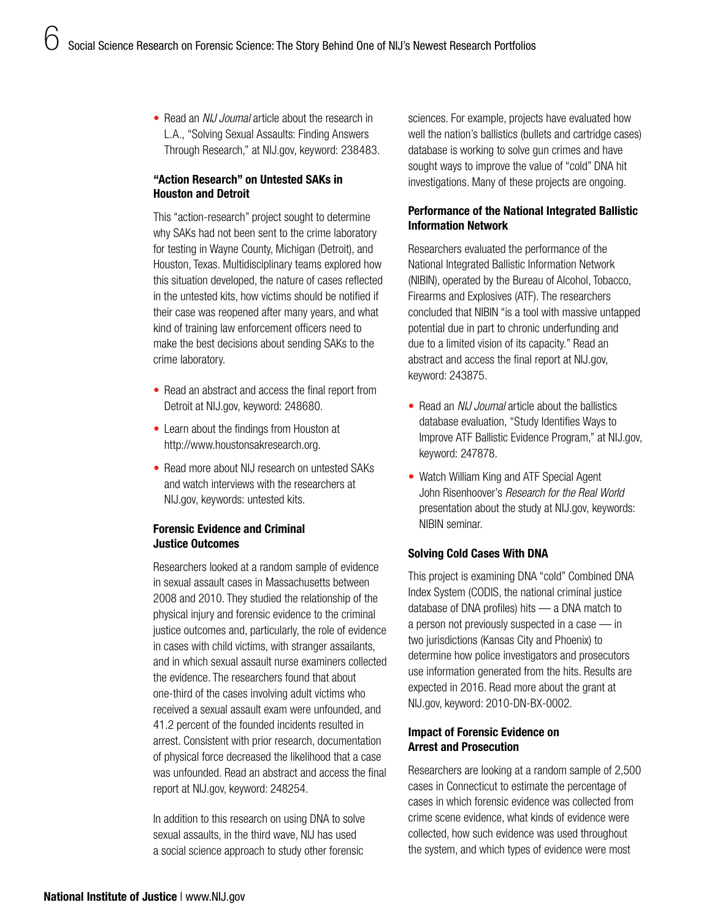- Read an *NIJ Journal* article about the research in L.A., "Solving Sexual Assaults: Finding Answers Through Research," at NIJ.gov, keyword: 238483.

### "Action Research" on Untested SAKs in Houston and Detroit

This "action-research" project sought to determine why SAKs had not been sent to the crime laboratory for testing in Wayne County, Michigan (Detroit), and Houston, Texas. Multidisciplinary teams explored how this situation developed, the nature of cases reflected in the untested kits, how victims should be notified if their case was reopened after many years, and what kind of training law enforcement officers need to make the best decisions about sending SAKs to the crime laboratory.

- Read an abstract and access the final report from Detroit at NIJ.gov, keyword: 248680.
- Learn about the findings from Houston at http://www.houstonsakresearch.org.
- Read more about NIJ research on untested SAKs and watch interviews with the researchers at NIJ.gov, keywords: untested kits.

### Forensic Evidence and Criminal Justice Outcomes

Researchers looked at a random sample of evidence in sexual assault cases in Massachusetts between 2008 and 2010. They studied the relationship of the physical injury and forensic evidence to the criminal justice outcomes and, particularly, the role of evidence in cases with child victims, with stranger assailants, and in which sexual assault nurse examiners collected the evidence. The researchers found that about one-third of the cases involving adult victims who received a sexual assault exam were unfounded, and 41.2 percent of the founded incidents resulted in arrest. Consistent with prior research, documentation of physical force decreased the likelihood that a case was unfounded. Read an abstract and access the final report at NIJ.gov, keyword: 248254.

In addition to this research on using DNA to solve sexual assaults, in the third wave, NIJ has used a social science approach to study other forensic sciences. For example, projects have evaluated how well the nation's ballistics (bullets and cartridge cases) database is working to solve gun crimes and have sought ways to improve the value of "cold" DNA hit investigations. Many of these projects are ongoing.

### Performance of the National Integrated Ballistic Information Network

Researchers evaluated the performance of the National Integrated Ballistic Information Network (NIBIN), operated by the Bureau of Alcohol, Tobacco, Firearms and Explosives (ATF). The researchers concluded that NIBIN "is a tool with massive untapped potential due in part to chronic underfunding and due to a limited vision of its capacity." Read an abstract and access the final report at NIJ.gov, keyword: 243875.

- Read an *NIJ Journal* article about the ballistics database evaluation, "Study Identifies Ways to Improve ATF Ballistic Evidence Program," at NIJ.gov, keyword: 247878.
- Watch William King and ATF Special Agent John Risenhoover's *Research for the Real World* presentation about the study at NIJ.gov, keywords: NIBIN seminar.

### Solving Cold Cases With DNA

This project is examining DNA "cold" Combined DNA Index System (CODIS, the national criminal justice database of DNA profiles) hits — a DNA match to a person not previously suspected in a case — in two jurisdictions (Kansas City and Phoenix) to determine how police investigators and prosecutors use information generated from the hits. Results are expected in 2016. Read more about the grant at NIJ.gov, keyword: 2010-DN-BX-0002.

### Impact of Forensic Evidence on Arrest and Prosecution

Researchers are looking at a random sample of 2,500 cases in Connecticut to estimate the percentage of cases in which forensic evidence was collected from crime scene evidence, what kinds of evidence were collected, how such evidence was used throughout the system, and which types of evidence were most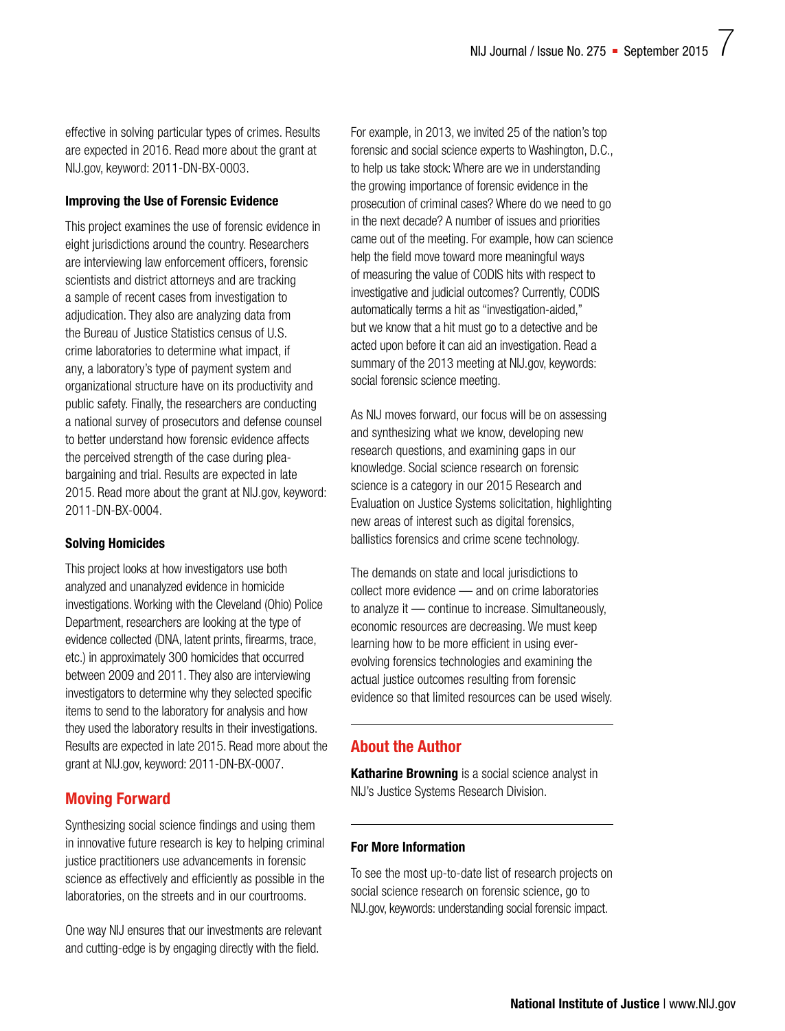effective in solving particular types of crimes. Results are expected in 2016. Read more about the grant at NIJ.gov, keyword: 2011-DN-BX-0003.

#### Improving the Use of Forensic Evidence

This project examines the use of forensic evidence in eight jurisdictions around the country. Researchers are interviewing law enforcement officers, forensic scientists and district attorneys and are tracking a sample of recent cases from investigation to adjudication. They also are analyzing data from the Bureau of Justice Statistics census of U.S. crime laboratories to determine what impact, if any, a laboratory's type of payment system and organizational structure have on its productivity and public safety. Finally, the researchers are conducting a national survey of prosecutors and defense counsel to better understand how forensic evidence affects the perceived strength of the case during plea-bargaining and trial. Results are expected in late 2015. Read more about the grant at NIJ.gov, keyword: 2011-DN-BX-0004.

#### Solving Homicides

This project looks at how investigators use both analyzed and unanalyzed evidence in homicide investigations. Working with the Cleveland (Ohio) Police Department, researchers are looking at the type of evidence collected (DNA, latent prints, firearms, trace, etc.) in approximately 300 homicides that occurred between 2009 and 2011. They also are interviewing investigators to determine why they selected specific items to send to the laboratory for analysis and how they used the laboratory results in their investigations. Results are expected in late 2015. Read more about the grant at NIJ.gov, keyword: 2011-DN-BX-0007.

## Moving Forward

Synthesizing social science findings and using them in innovative future research is key to helping criminal justice practitioners use advancements in forensic science as effectively and efficiently as possible in the laboratories, on the streets and in our courtrooms.

One way NIJ ensures that our investments are relevant and cutting-edge is by engaging directly with the field. For example, in 2013, we invited 25 of the nation's top forensic and social science experts to Washington, D.C., to help us take stock: Where are we in understanding the growing importance of forensic evidence in the prosecution of criminal cases? Where do we need to go in the next decade? A number of issues and priorities came out of the meeting. For example, how can science help the field move toward more meaningful ways of measuring the value of CODIS hits with respect to investigative and judicial outcomes? Currently, CODIS automatically terms a hit as "investigation-aided," but we know that a hit must go to a detective and be acted upon before it can aid an investigation. Read a summary of the 2013 meeting at NIJ.gov, keywords: social forensic science meeting.

As NIJ moves forward, our focus will be on assessing and synthesizing what we know, developing new research questions, and examining gaps in our knowledge. Social science research on forensic science is a category in our 2015 Research and Evaluation on Justice Systems solicitation, highlighting new areas of interest such as digital forensics, ballistics forensics and crime scene technology.

The demands on state and local jurisdictions to collect more evidence — and on crime laboratories to analyze it — continue to increase. Simultaneously, economic resources are decreasing. We must keep learning how to be more efficient in using ever-evolving forensics technologies and examining the actual justice outcomes resulting from forensic evidence so that limited resources can be used wisely.

## About the Author

**Katharine Browning** is a social science analyst in NIJ's Justice Systems Research Division.

#### For More Information

To see the most up-to-date list of research projects on social science research on forensic science, go to NIJ.gov, keywords: understanding social forensic impact.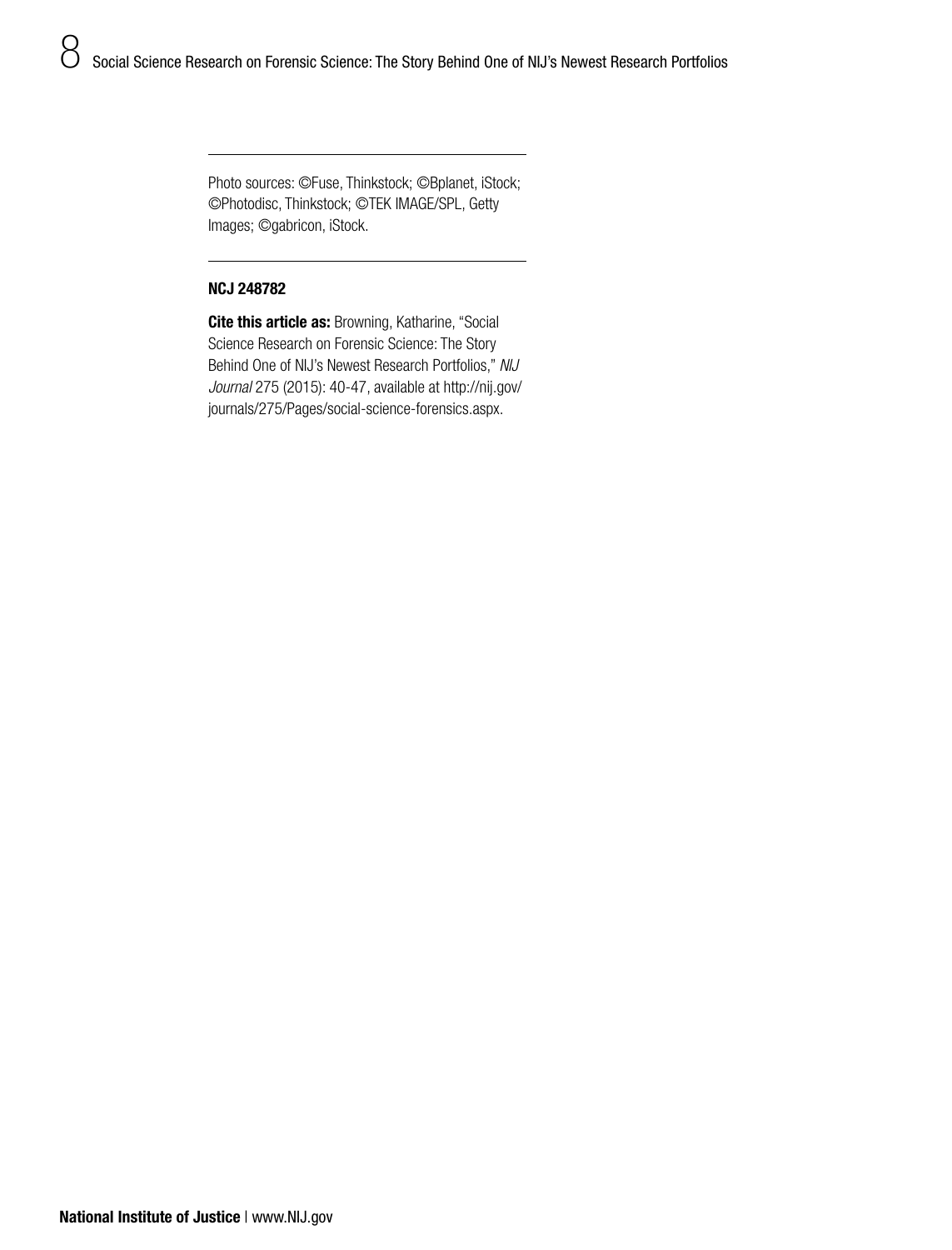Photo sources: ©Fuse, Thinkstock; ©Bplanet, iStock; ©Photodisc, Thinkstock; ©TEK IMAGE/SPL, Getty Images; ©gabricon, iStock.

**NCJ 248782**

**Cite this article as:** Browning, Katharine, "Social Science Research on Forensic Science: The Story Behind One of NIJ's Newest Research Portfolios," *NIJ Journal* 275 (2015): 40-47, available at http://nij.gov/journals/275/Pages/social-science-forensics.aspx.